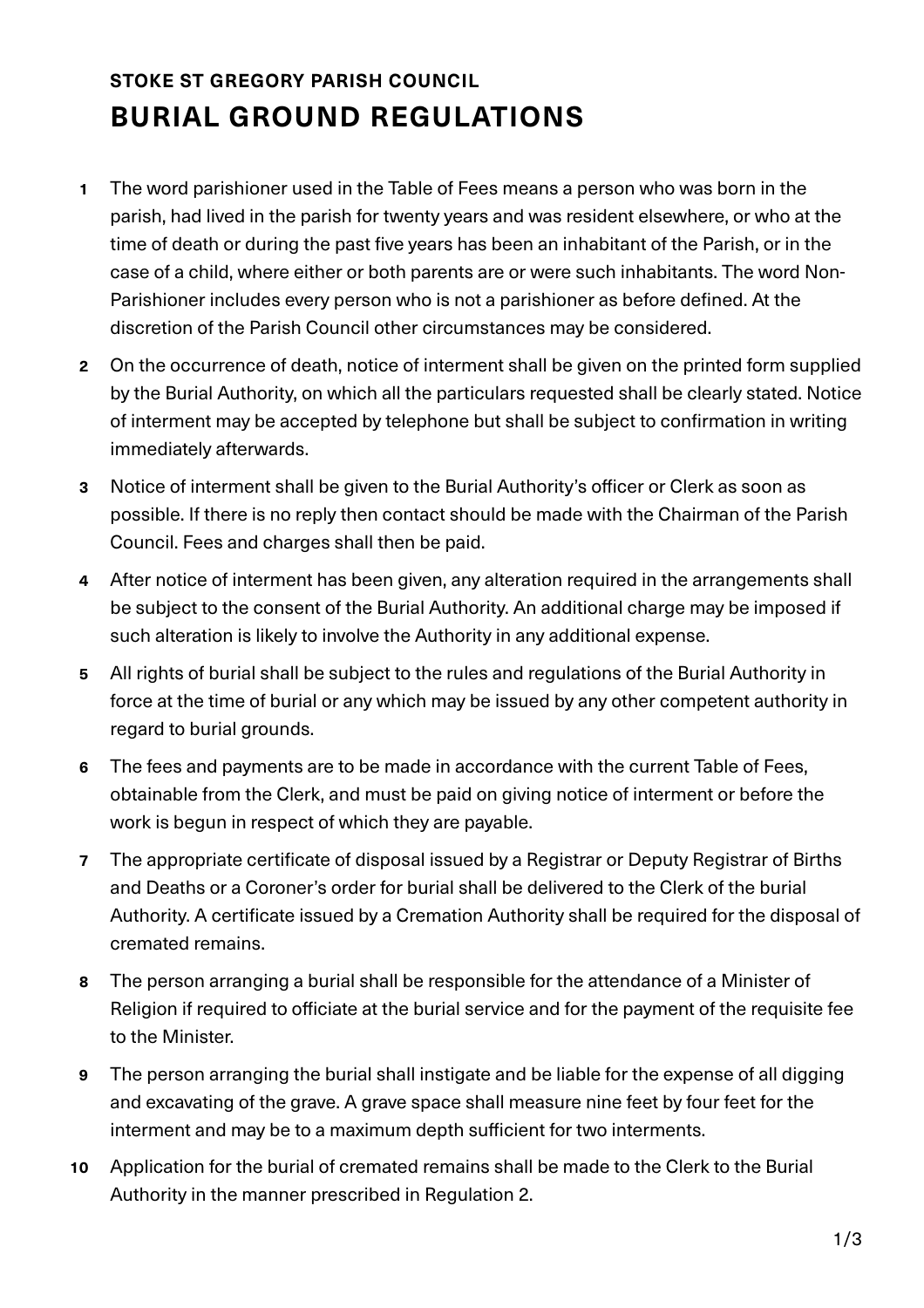**STOKE ST GREGORY PARISH COUNCIL**

# BURIAL GROUND REGULATIONS

1. The word parishioner used in the Table of Fees means a person who was born in the parish, had lived in the parish for twenty years and was resident elsewhere, or who at the time of death or during the past five years has been an inhabitant of the Parish, or in the case of a child, where either or both parents are or were such inhabitants. The word Non-Parishioner includes every person who is not a parishioner as before defined. At the discretion of the Parish Council other circumstances may be considered.

2. On the occurrence of death, notice of interment shall be given on the printed form supplied by the Burial Authority, on which all the particulars requested shall be clearly stated. Notice of interment may be accepted by telephone but shall be subject to confirmation in writing immediately afterwards.

3. Notice of interment shall be given to the Burial Authority's officer or Clerk as soon as possible. If there is no reply then contact should be made with the Chairman of the Parish Council. Fees and charges shall then be paid.

4. After notice of interment has been given, any alteration required in the arrangements shall be subject to the consent of the Burial Authority. An additional charge may be imposed if such alteration is likely to involve the Authority in any additional expense.

5. All rights of burial shall be subject to the rules and regulations of the Burial Authority in force at the time of burial or any which may be issued by any other competent authority in regard to burial grounds.

6. The fees and payments are to be made in accordance with the current Table of Fees, obtainable from the Clerk, and must be paid on giving notice of interment or before the work is begun in respect of which they are payable.

7. The appropriate certificate of disposal issued by a Registrar or Deputy Registrar of Births and Deaths or a Coroner's order for burial shall be delivered to the Clerk of the burial Authority. A certificate issued by a Cremation Authority shall be required for the disposal of cremated remains.

8. The person arranging a burial shall be responsible for the attendance of a Minister of Religion if required to officiate at the burial service and for the payment of the requisite fee to the Minister.

9. The person arranging the burial shall instigate and be liable for the expense of all digging and excavating of the grave. A grave space shall measure nine feet by four feet for the interment and may be to a maximum depth sufficient for two interments.

10. Application for the burial of cremated remains shall be made to the Clerk to the Burial Authority in the manner prescribed in Regulation 2.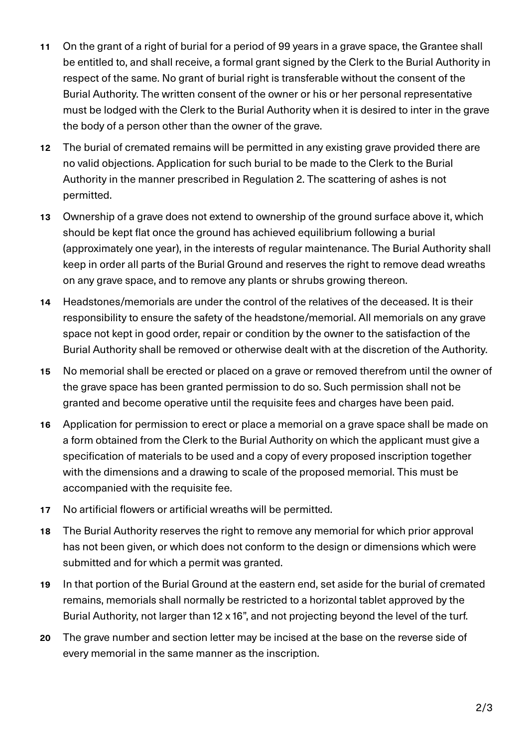11 On the grant of a right of burial for a period of 99 years in a grave space, the Grantee shall be entitled to, and shall receive, a formal grant signed by the Clerk to the Burial Authority in respect of the same. No grant of burial right is transferable without the consent of the Burial Authority. The written consent of the owner or his or her personal representative must be lodged with the Clerk to the Burial Authority when it is desired to inter in the grave the body of a person other than the owner of the grave.

12 The burial of cremated remains will be permitted in any existing grave provided there are no valid objections. Application for such burial to be made to the Clerk to the Burial Authority in the manner prescribed in Regulation 2. The scattering of ashes is not permitted.

13 Ownership of a grave does not extend to ownership of the ground surface above it, which should be kept flat once the ground has achieved equilibrium following a burial (approximately one year), in the interests of regular maintenance. The Burial Authority shall keep in order all parts of the Burial Ground and reserves the right to remove dead wreaths on any grave space, and to remove any plants or shrubs growing thereon.

14 Headstones/memorials are under the control of the relatives of the deceased. It is their responsibility to ensure the safety of the headstone/memorial. All memorials on any grave space not kept in good order, repair or condition by the owner to the satisfaction of the Burial Authority shall be removed or otherwise dealt with at the discretion of the Authority.

15 No memorial shall be erected or placed on a grave or removed therefrom until the owner of the grave space has been granted permission to do so. Such permission shall not be granted and become operative until the requisite fees and charges have been paid.

16 Application for permission to erect or place a memorial on a grave space shall be made on a form obtained from the Clerk to the Burial Authority on which the applicant must give a specification of materials to be used and a copy of every proposed inscription together with the dimensions and a drawing to scale of the proposed memorial. This must be accompanied with the requisite fee.

17 No artificial flowers or artificial wreaths will be permitted.

18 The Burial Authority reserves the right to remove any memorial for which prior approval has not been given, or which does not conform to the design or dimensions which were submitted and for which a permit was granted.

19 In that portion of the Burial Ground at the eastern end, set aside for the burial of cremated remains, memorials shall normally be restricted to a horizontal tablet approved by the Burial Authority, not larger than 12 x 16", and not projecting beyond the level of the turf.

20 The grave number and section letter may be incised at the base on the reverse side of every memorial in the same manner as the inscription.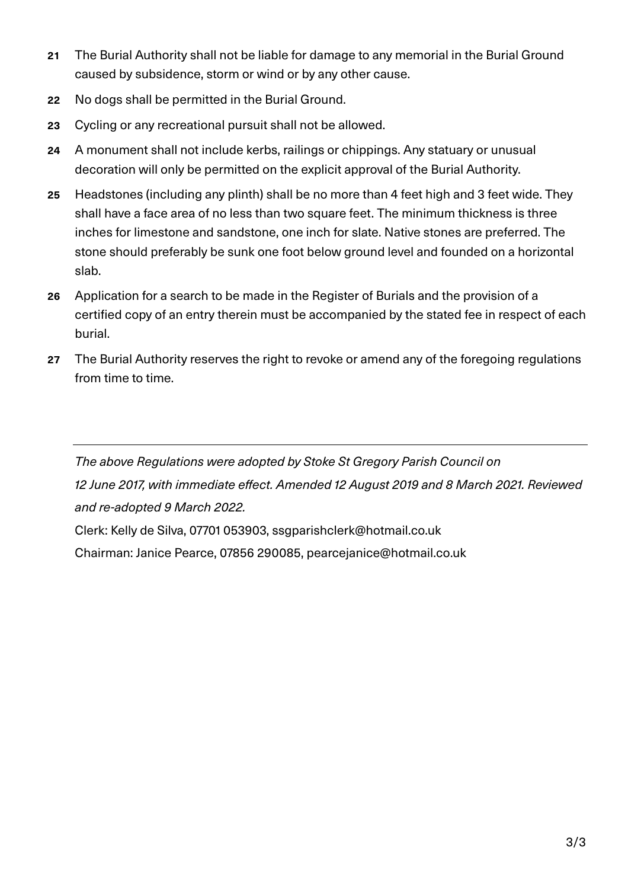21. The Burial Authority shall not be liable for damage to any memorial in the Burial Ground caused by subsidence, storm or wind or by any other cause.
22. No dogs shall be permitted in the Burial Ground.
23. Cycling or any recreational pursuit shall not be allowed.
24. A monument shall not include kerbs, railings or chippings. Any statuary or unusual decoration will only be permitted on the explicit approval of the Burial Authority.
25. Headstones (including any plinth) shall be no more than 4 feet high and 3 feet wide. They shall have a face area of no less than two square feet. The minimum thickness is three inches for limestone and sandstone, one inch for slate. Native stones are preferred. The stone should preferably be sunk one foot below ground level and founded on a horizontal slab.
26. Application for a search to be made in the Register of Burials and the provision of a certified copy of an entry therein must be accompanied by the stated fee in respect of each burial.
27. The Burial Authority reserves the right to revoke or amend any of the foregoing regulations from time to time.

---

*The above Regulations were adopted by Stoke St Gregory Parish Council on 12 June 2017, with immediate effect. Amended 12 August 2019 and 8 March 2021. Reviewed and re-adopted 9 March 2022.*

Clerk: Kelly de Silva, 07701 053903, ssgparishclerk@hotmail.co.uk

Chairman: Janice Pearce, 07856 290085, pearcejanice@hotmail.co.uk